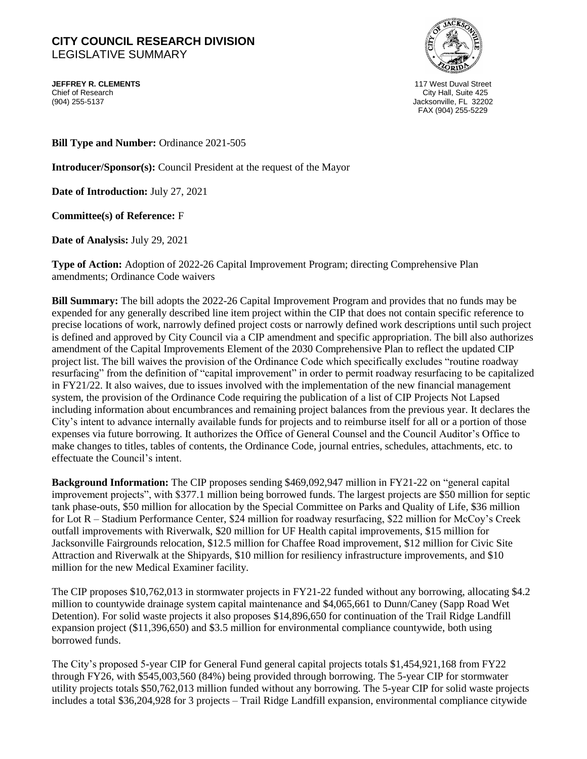# CITY COUNCIL RESEARCH DIVISION

LEGISLATIVE SUMMARY

**JEFFREY R. CLEMENTS**
Chief of Research
(904) 255-5137

117 West Duval Street
City Hall, Suite 425
Jacksonville, FL 32202
FAX (904) 255-5229

**Bill Type and Number:** Ordinance 2021-505

**Introducer/Sponsor(s):** Council President at the request of the Mayor

**Date of Introduction:** July 27, 2021

**Committee(s) of Reference:** F

**Date of Analysis:** July 29, 2021

**Type of Action:** Adoption of 2022-26 Capital Improvement Program; directing Comprehensive Plan amendments; Ordinance Code waivers

**Bill Summary:** The bill adopts the 2022-26 Capital Improvement Program and provides that no funds may be expended for any generally described line item project within the CIP that does not contain specific reference to precise locations of work, narrowly defined project costs or narrowly defined work descriptions until such project is defined and approved by City Council via a CIP amendment and specific appropriation. The bill also authorizes amendment of the Capital Improvements Element of the 2030 Comprehensive Plan to reflect the updated CIP project list. The bill waives the provision of the Ordinance Code which specifically excludes "routine roadway resurfacing" from the definition of "capital improvement" in order to permit roadway resurfacing to be capitalized in FY21/22. It also waives, due to issues involved with the implementation of the new financial management system, the provision of the Ordinance Code requiring the publication of a list of CIP Projects Not Lapsed including information about encumbrances and remaining project balances from the previous year. It declares the City's intent to advance internally available funds for projects and to reimburse itself for all or a portion of those expenses via future borrowing. It authorizes the Office of General Counsel and the Council Auditor's Office to make changes to titles, tables of contents, the Ordinance Code, journal entries, schedules, attachments, etc. to effectuate the Council's intent.

**Background Information:** The CIP proposes sending $469,092,947 million in FY21-22 on "general capital improvement projects", with $377.1 million being borrowed funds. The largest projects are $50 million for septic tank phase-outs, $50 million for allocation by the Special Committee on Parks and Quality of Life, $36 million for Lot R – Stadium Performance Center, $24 million for roadway resurfacing, $22 million for McCoy's Creek outfall improvements with Riverwalk, $20 million for UF Health capital improvements, $15 million for Jacksonville Fairgrounds relocation, $12.5 million for Chaffee Road improvement, $12 million for Civic Site Attraction and Riverwalk at the Shipyards, $10 million for resiliency infrastructure improvements, and $10 million for the new Medical Examiner facility.

The CIP proposes $10,762,013 in stormwater projects in FY21-22 funded without any borrowing, allocating $4.2 million to countywide drainage system capital maintenance and $4,065,661 to Dunn/Caney (Sapp Road Wet Detention). For solid waste projects it also proposes $14,896,650 for continuation of the Trail Ridge Landfill expansion project ($11,396,650) and $3.5 million for environmental compliance countywide, both using borrowed funds.

The City's proposed 5-year CIP for General Fund general capital projects totals $1,454,921,168 from FY22 through FY26, with $545,003,560 (84%) being provided through borrowing. The 5-year CIP for stormwater utility projects totals $50,762,013 million funded without any borrowing. The 5-year CIP for solid waste projects includes a total $36,204,928 for 3 projects – Trail Ridge Landfill expansion, environmental compliance citywide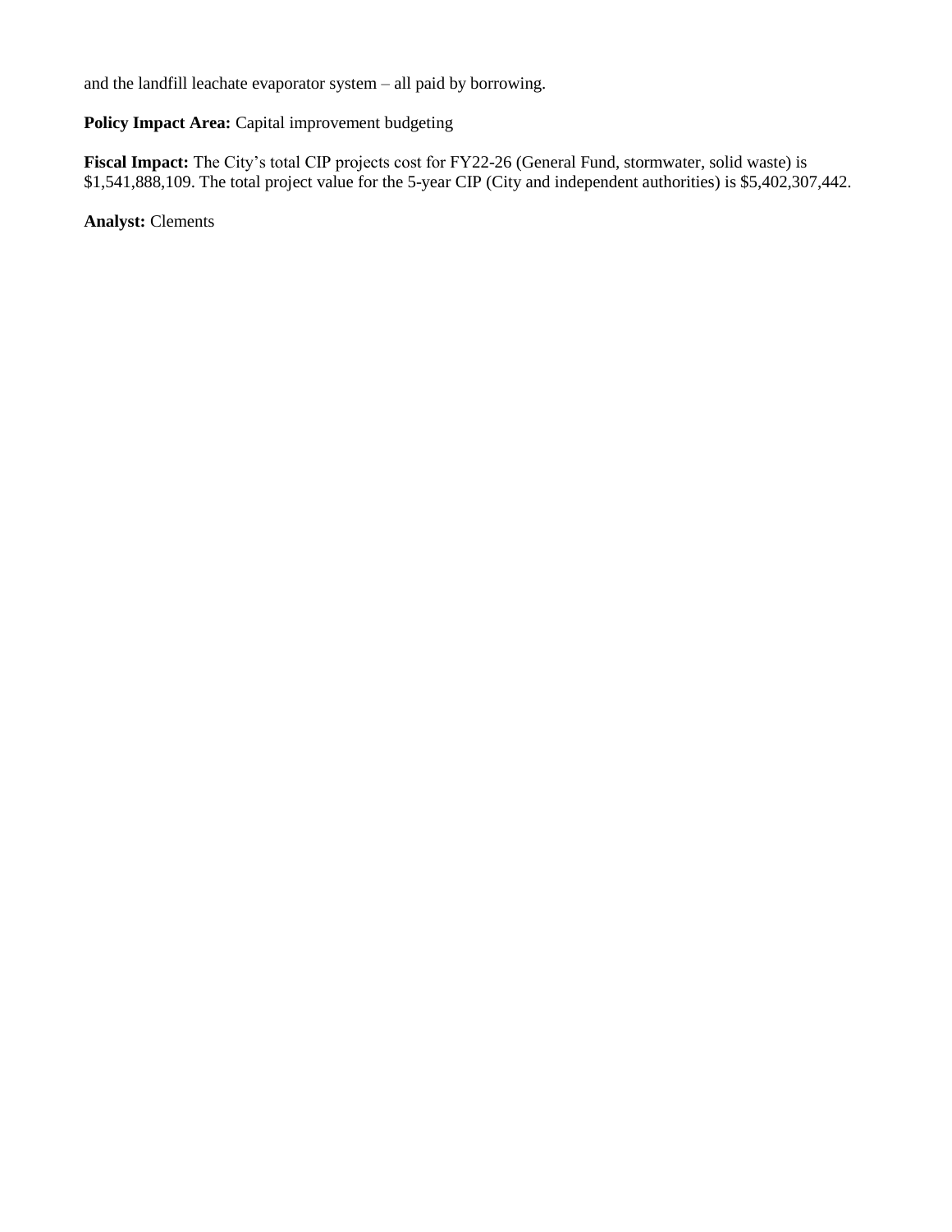and the landfill leachate evaporator system – all paid by borrowing.

**Policy Impact Area:** Capital improvement budgeting

**Fiscal Impact:** The City's total CIP projects cost for FY22-26 (General Fund, stormwater, solid waste) is $1,541,888,109. The total project value for the 5-year CIP (City and independent authorities) is $5,402,307,442.

**Analyst:** Clements